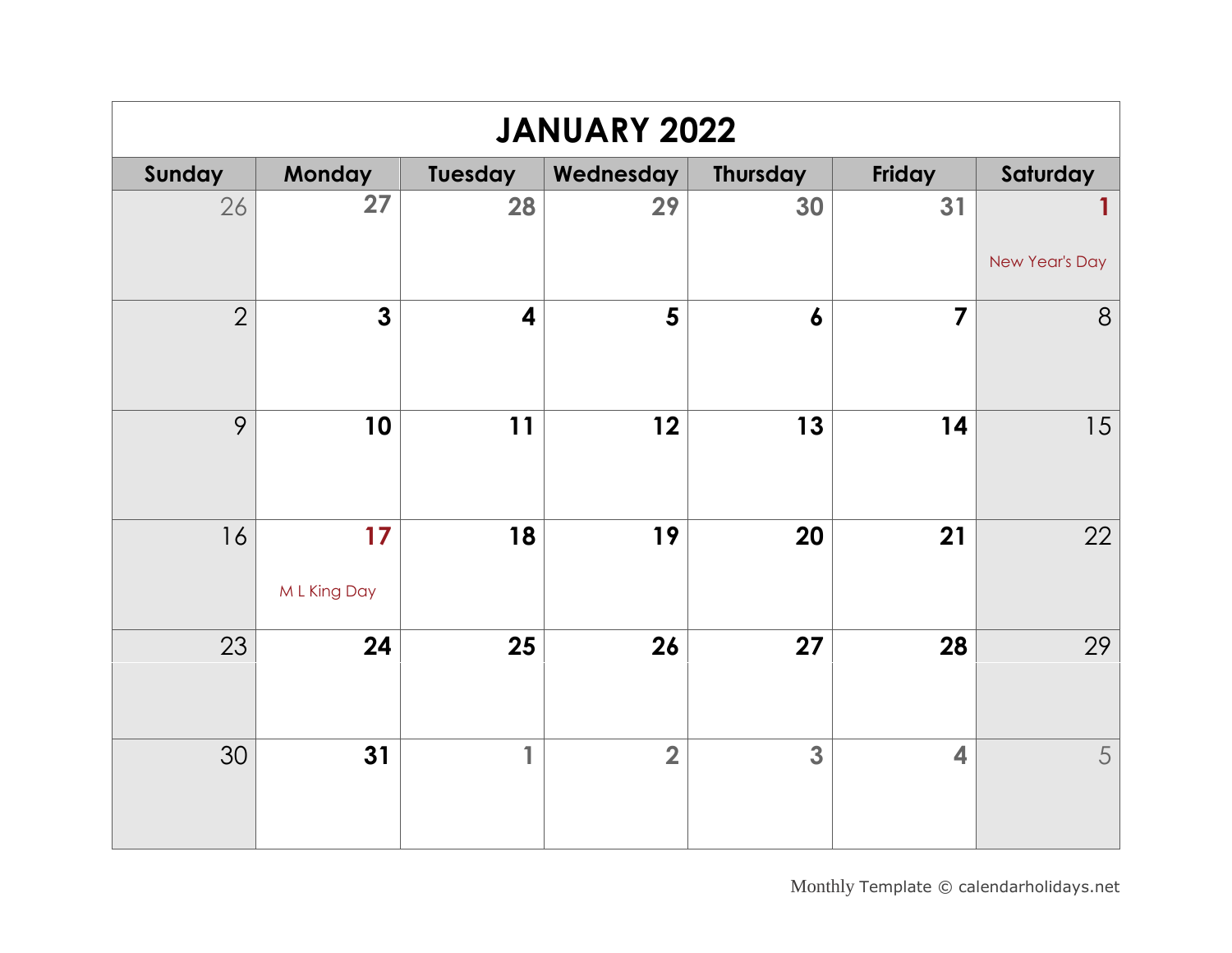# JANUARY 2022

| Sunday | Monday | Tuesday | Wednesday | Thursday | Friday | Saturday |
|---|---|---|---|---|---|---|
| 26 | 27 | 28 | 29 | 30 | 31 | 1 New Year's Day |
| 2 | 3 | 4 | 5 | 6 | 7 | 8 |
| 9 | 10 | 11 | 12 | 13 | 14 | 15 |
| 16 | 17 M L King Day | 18 | 19 | 20 | 21 | 22 |
| 23 | 24 | 25 | 26 | 27 | 28 | 29 |
| 30 | 31 | 1 | 2 | 3 | 4 | 5 |

Monthly Template © calendarholidays.net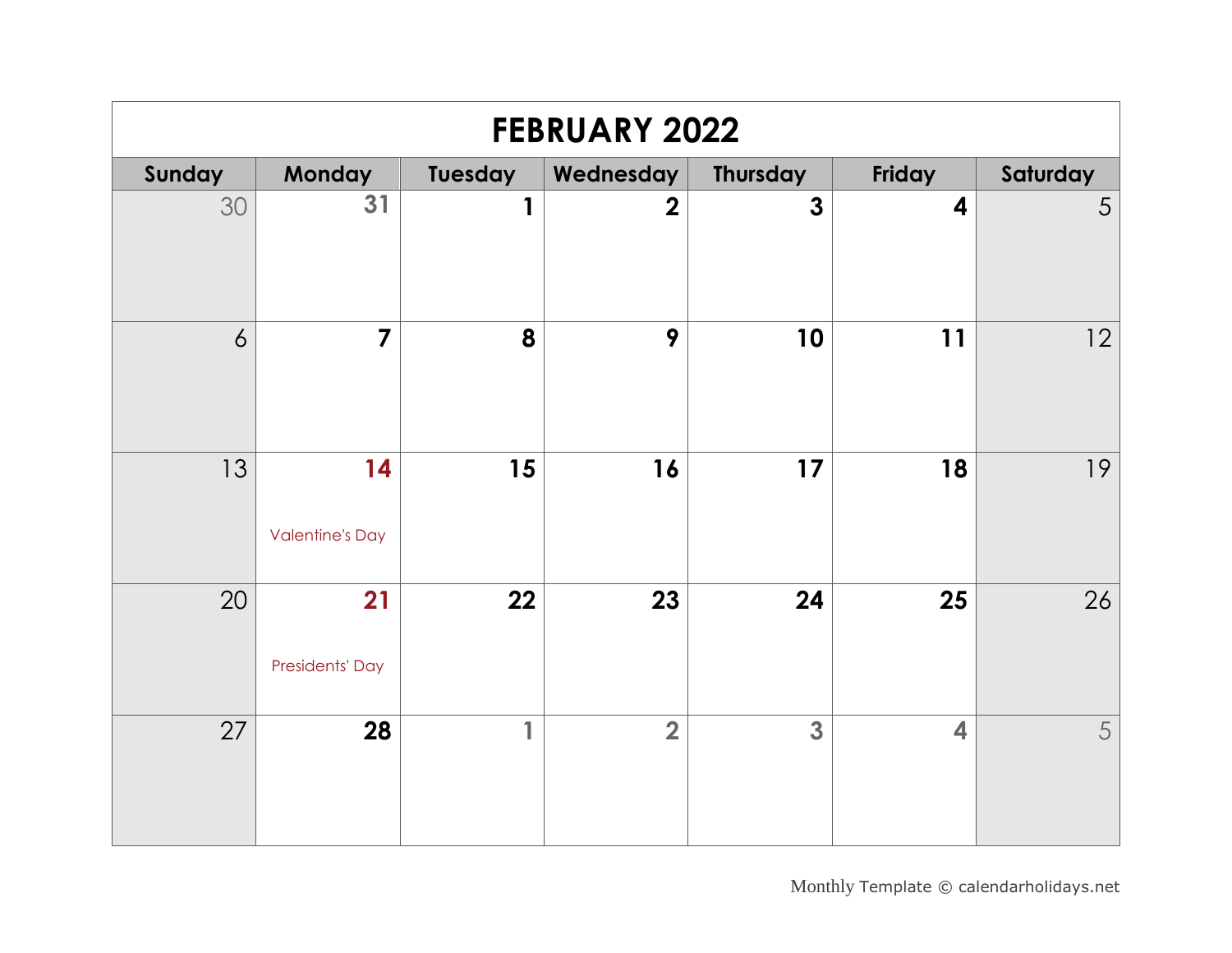# FEBRUARY 2022

| Sunday | Monday | Tuesday | Wednesday | Thursday | Friday | Saturday |
|---|---|---|---|---|---|---|
| 30 | 31 | 1 | 2 | 3 | 4 | 5 |
| 6 | 7 | 8 | 9 | 10 | 11 | 12 |
| 13 | 14 Valentine's Day | 15 | 16 | 17 | 18 | 19 |
| 20 | 21 Presidents' Day | 22 | 23 | 24 | 25 | 26 |
| 27 | 28 | 1 | 2 | 3 | 4 | 5 |

Monthly Template © calendarholidays.net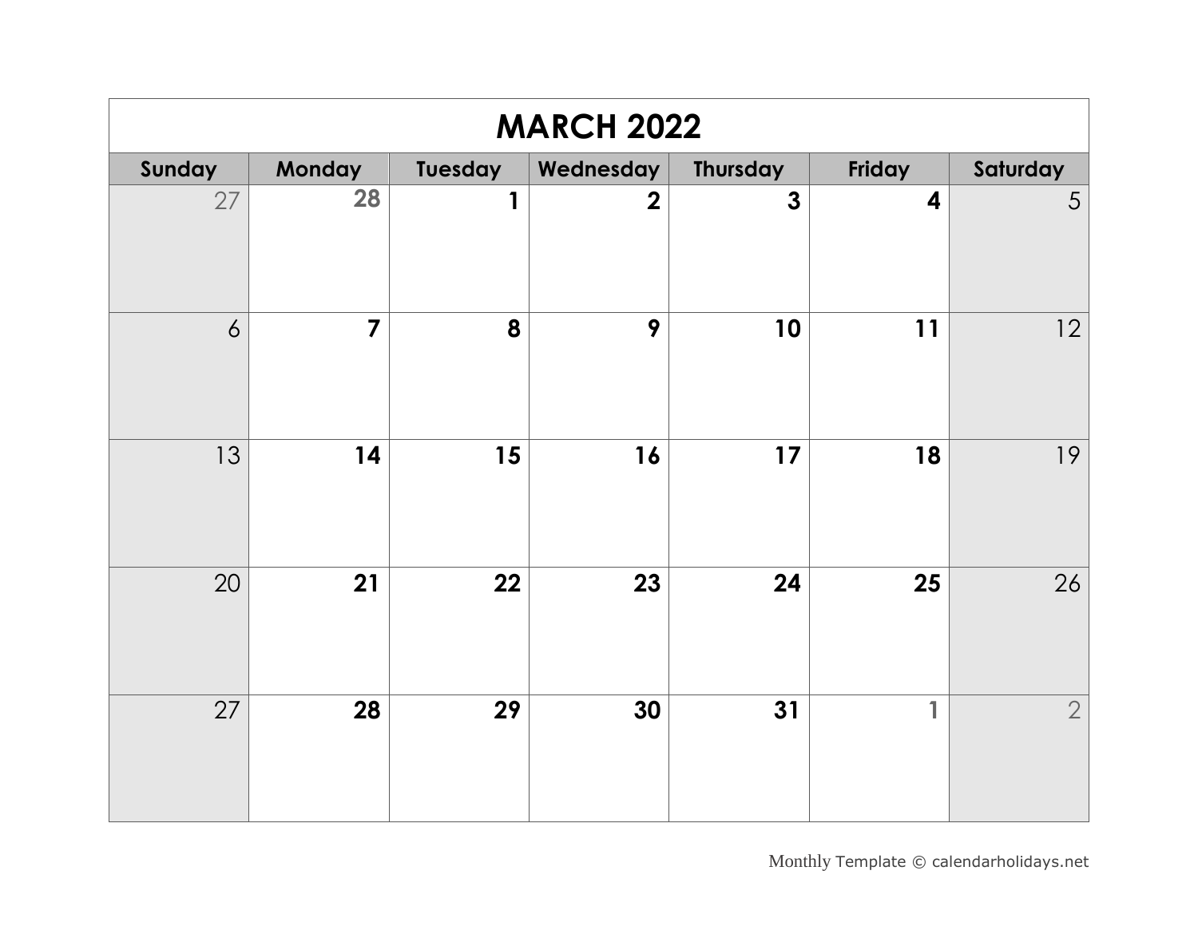# MARCH 2022

| Sunday | Monday | Tuesday | Wednesday | Thursday | Friday | Saturday |
|---|---|---|---|---|---|---|
| 27 | 28 | 1 | 2 | 3 | 4 | 5 |
| 6 | 7 | 8 | 9 | 10 | 11 | 12 |
| 13 | 14 | 15 | 16 | 17 | 18 | 19 |
| 20 | 21 | 22 | 23 | 24 | 25 | 26 |
| 27 | 28 | 29 | 30 | 31 | 1 | 2 |

Monthly Template © calendarholidays.net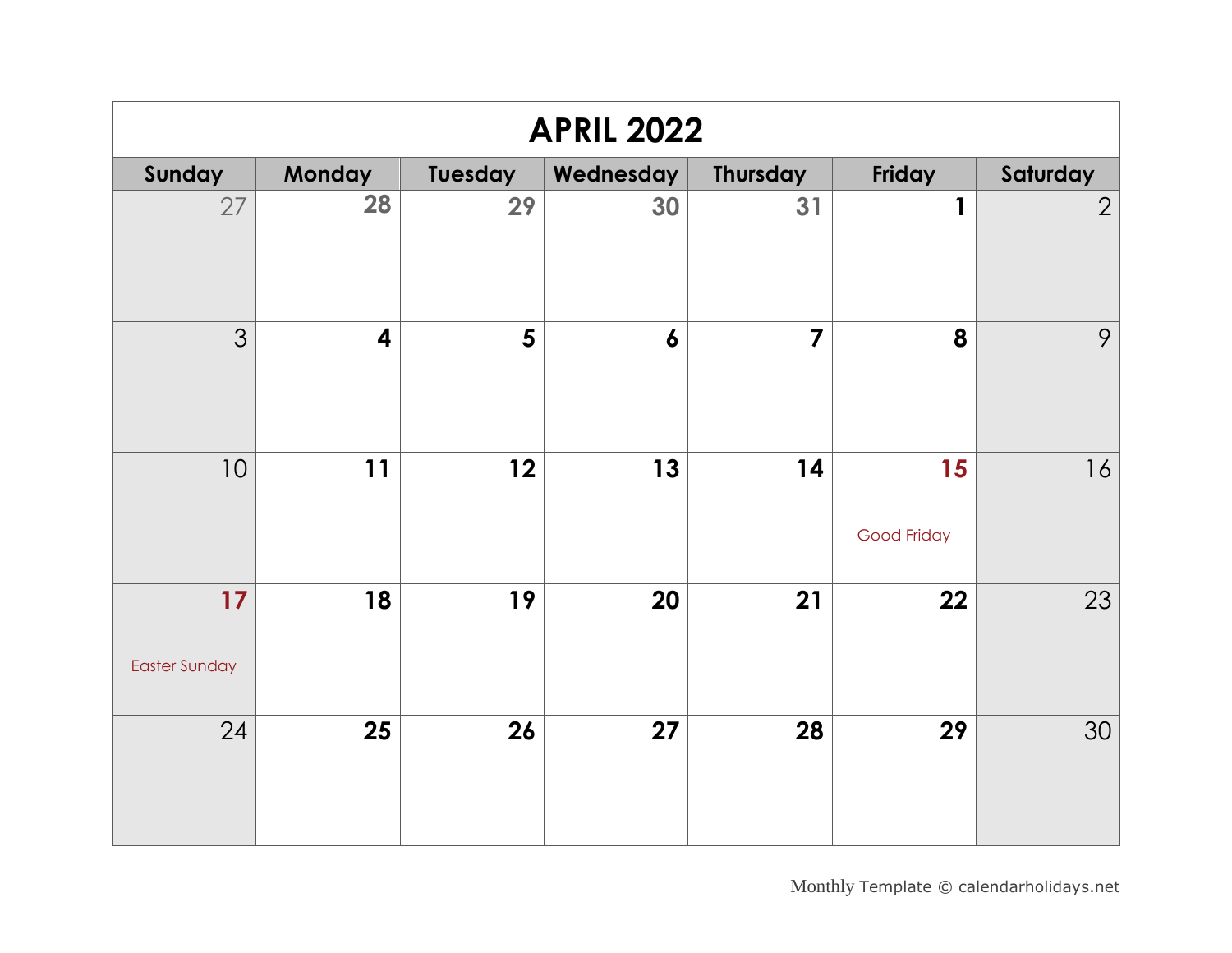# APRIL 2022

| Sunday | Monday | Tuesday | Wednesday | Thursday | Friday | Saturday |
|---|---|---|---|---|---|---|
| 27 | 28 | 29 | 30 | 31 | 1 | 2 |
| 3 | 4 | 5 | 6 | 7 | 8 | 9 |
| 10 | 11 | 12 | 13 | 14 | 15 Good Friday | 16 |
| 17 Easter Sunday | 18 | 19 | 20 | 21 | 22 | 23 |
| 24 | 25 | 26 | 27 | 28 | 29 | 30 |

Monthly Template © calendarholidays.net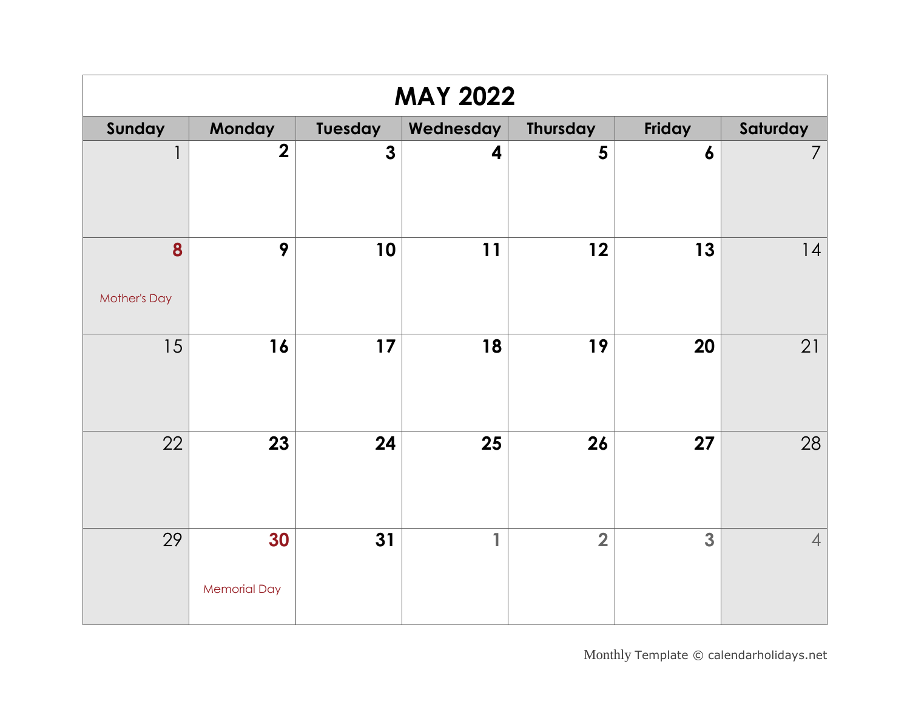# MAY 2022

| Sunday | Monday | Tuesday | Wednesday | Thursday | Friday | Saturday |
|---|---|---|---|---|---|---|
| 1 | 2 | 3 | 4 | 5 | 6 | 7 |
| 8<br>Mother's Day | 9 | 10 | 11 | 12 | 13 | 14 |
| 15 | 16 | 17 | 18 | 19 | 20 | 21 |
| 22 | 23 | 24 | 25 | 26 | 27 | 28 |
| 29 | 30<br>Memorial Day | 31 | 1 | 2 | 3 | 4 |

Monthly Template © calendarholidays.net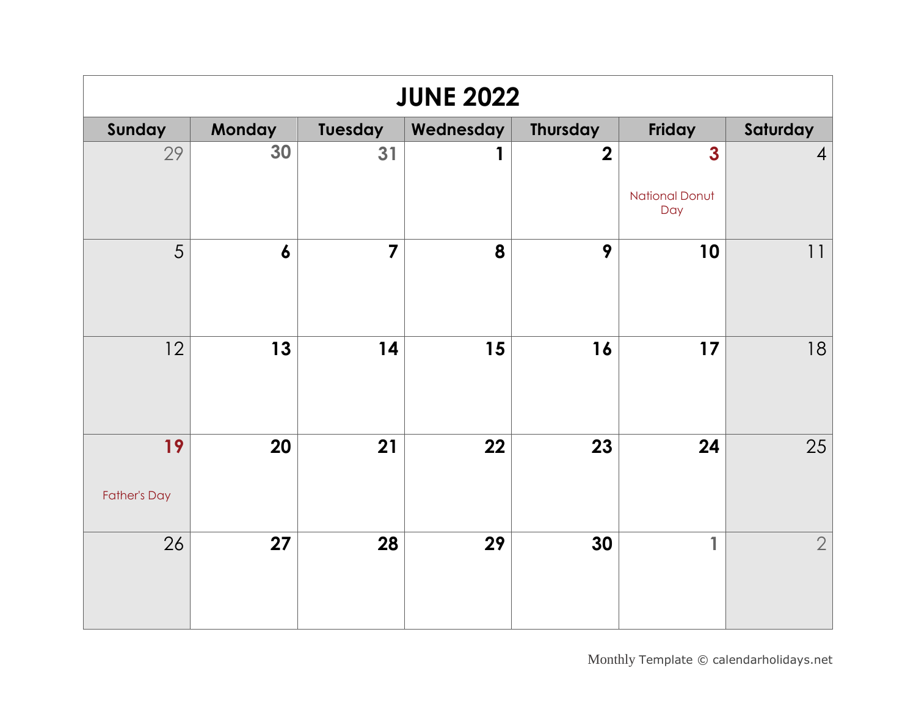# JUNE 2022

| Sunday | Monday | Tuesday | Wednesday | Thursday | Friday | Saturday |
|---|---|---|---|---|---|---|
| 29 | 30 | 31 | 1 | 2 | 3 National Donut Day | 4 |
| 5 | 6 | 7 | 8 | 9 | 10 | 11 |
| 12 | 13 | 14 | 15 | 16 | 17 | 18 |
| 19 Father's Day | 20 | 21 | 22 | 23 | 24 | 25 |
| 26 | 27 | 28 | 29 | 30 | 1 | 2 |

Monthly Template © calendarholidays.net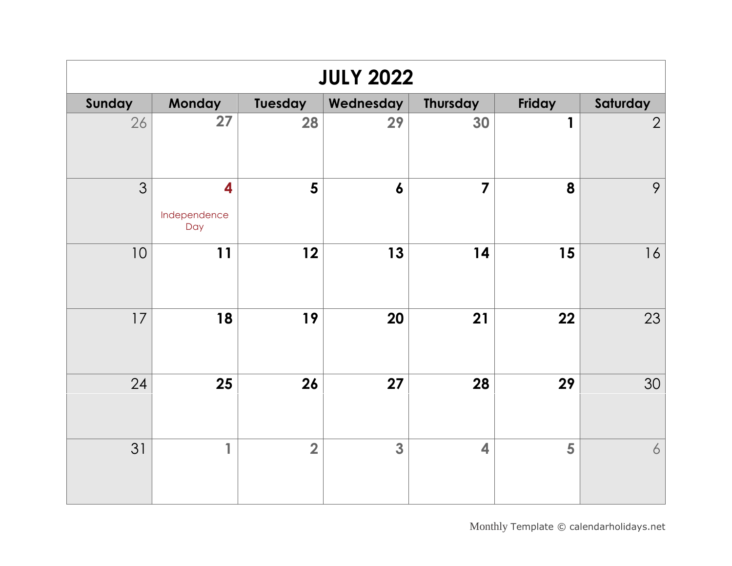# JULY 2022

| Sunday | Monday | Tuesday | Wednesday | Thursday | Friday | Saturday |
|---|---|---|---|---|---|---|
| 26 | 27 | 28 | 29 | 30 | 1 | 2 |
| 3 | 4 Independence Day | 5 | 6 | 7 | 8 | 9 |
| 10 | 11 | 12 | 13 | 14 | 15 | 16 |
| 17 | 18 | 19 | 20 | 21 | 22 | 23 |
| 24 | 25 | 26 | 27 | 28 | 29 | 30 |
| 31 | 1 | 2 | 3 | 4 | 5 | 6 |

Monthly Template © calendarholidays.net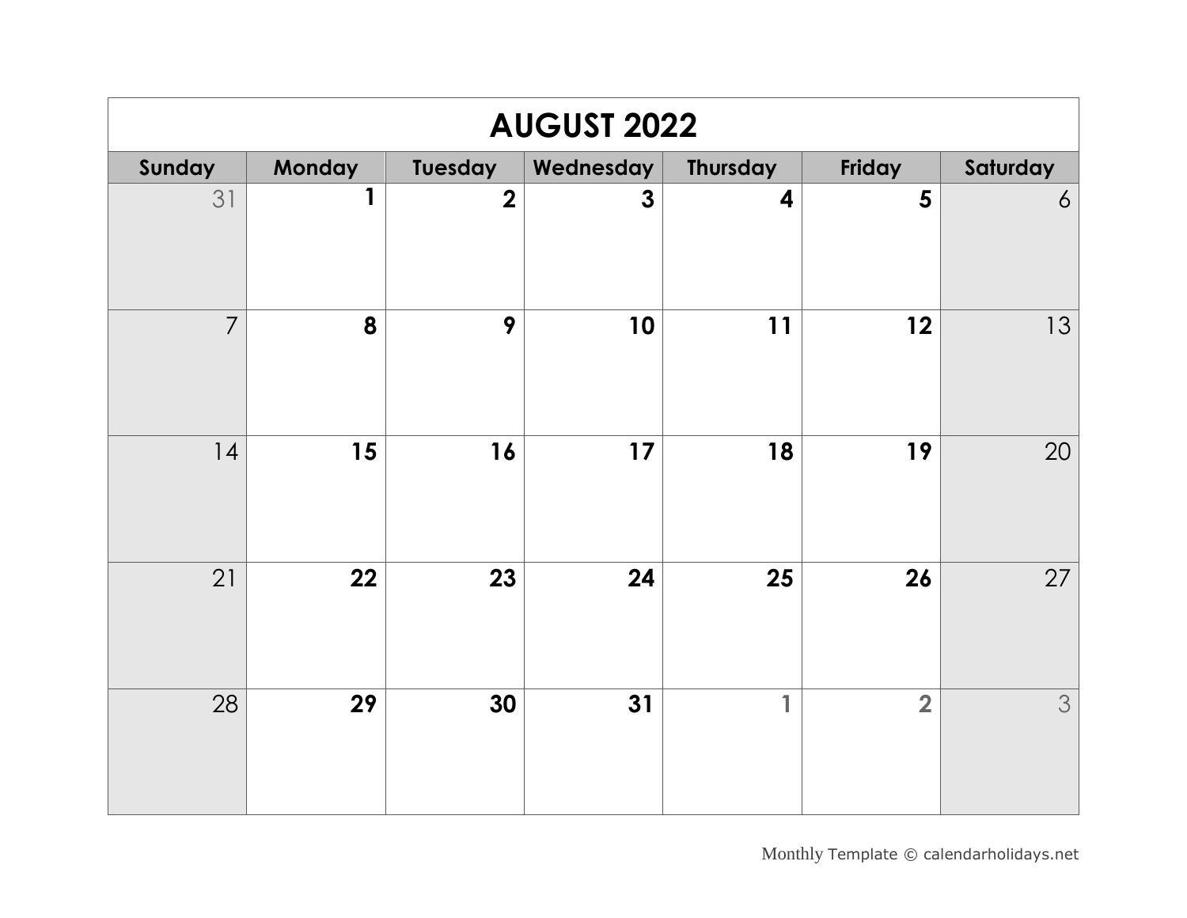# AUGUST 2022

| Sunday | Monday | Tuesday | Wednesday | Thursday | Friday | Saturday |
|---|---|---|---|---|---|---|
| 31 | **1** | **2** | **3** | **4** | **5** | 6 |
| 7 | **8** | **9** | **10** | **11** | **12** | 13 |
| 14 | **15** | **16** | **17** | **18** | **19** | 20 |
| 21 | **22** | **23** | **24** | **25** | **26** | 27 |
| 28 | **29** | **30** | **31** | **1** | **2** | 3 |

Monthly Template © calendarholidays.net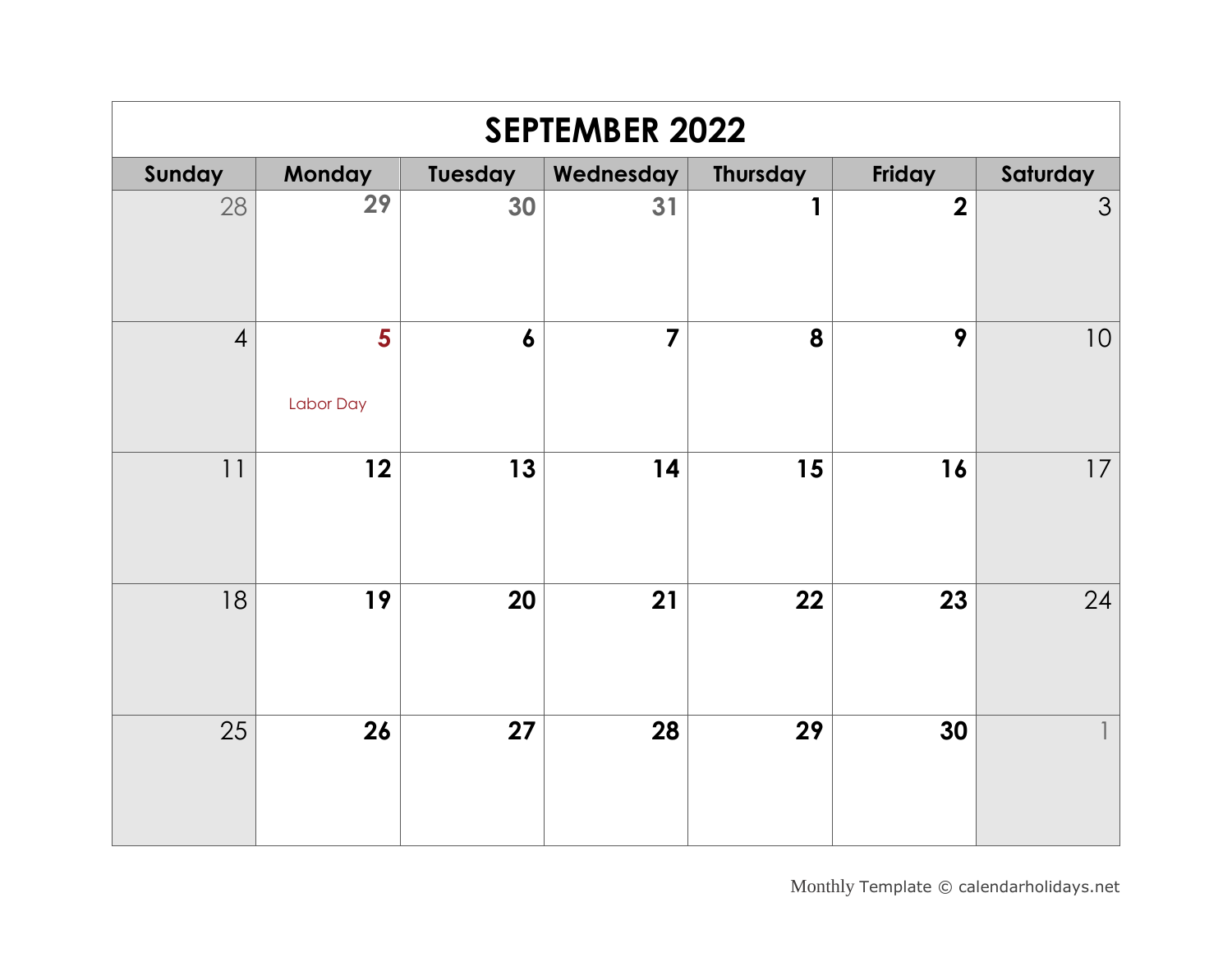# SEPTEMBER 2022

| Sunday | Monday | Tuesday | Wednesday | Thursday | Friday | Saturday |
|---|---|---|---|---|---|---|
| 28 | 29 | 30 | 31 | 1 | 2 | 3 |
| 4 | 5<br>Labor Day | 6 | 7 | 8 | 9 | 10 |
| 11 | 12 | 13 | 14 | 15 | 16 | 17 |
| 18 | 19 | 20 | 21 | 22 | 23 | 24 |
| 25 | 26 | 27 | 28 | 29 | 30 | 1 |

Monthly Template © calendarholidays.net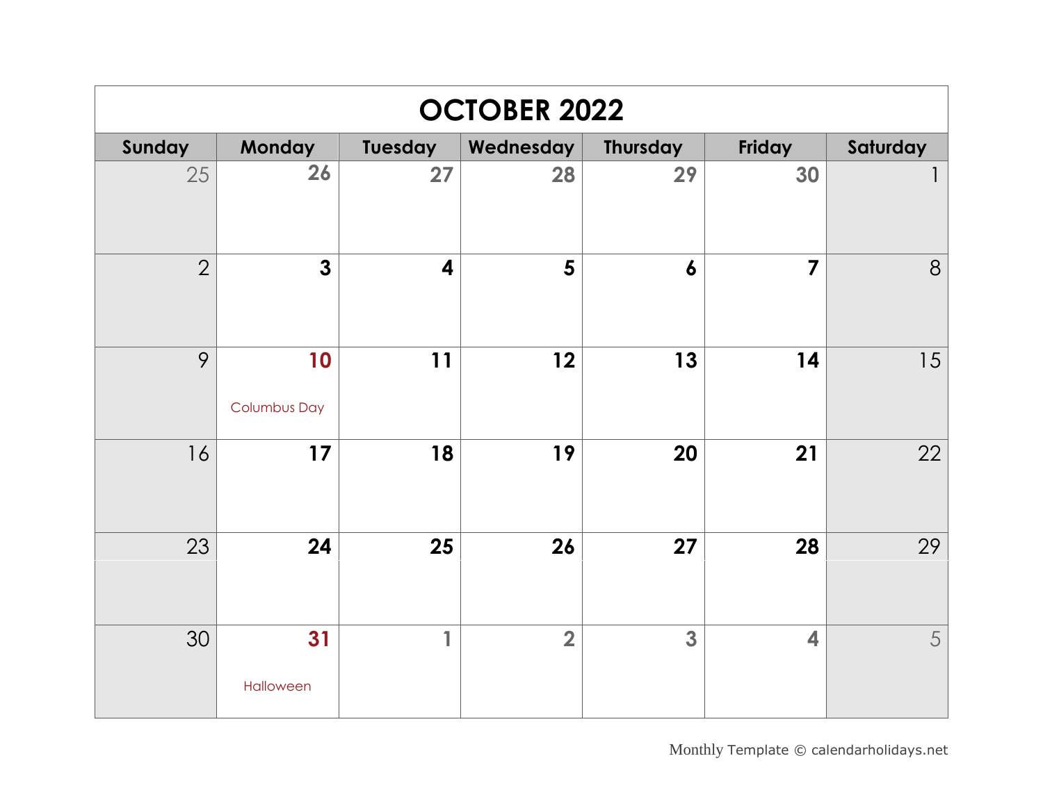# OCTOBER 2022

| Sunday | Monday | Tuesday | Wednesday | Thursday | Friday | Saturday |
|---|---|---|---|---|---|---|
| 25 | 26 | 27 | 28 | 29 | 30 | 1 |
| 2 | 3 | 4 | 5 | 6 | 7 | 8 |
| 9 | 10 Columbus Day | 11 | 12 | 13 | 14 | 15 |
| 16 | 17 | 18 | 19 | 20 | 21 | 22 |
| 23 | 24 | 25 | 26 | 27 | 28 | 29 |
| 30 | 31 Halloween | 1 | 2 | 3 | 4 | 5 |

Monthly Template © calendarholidays.net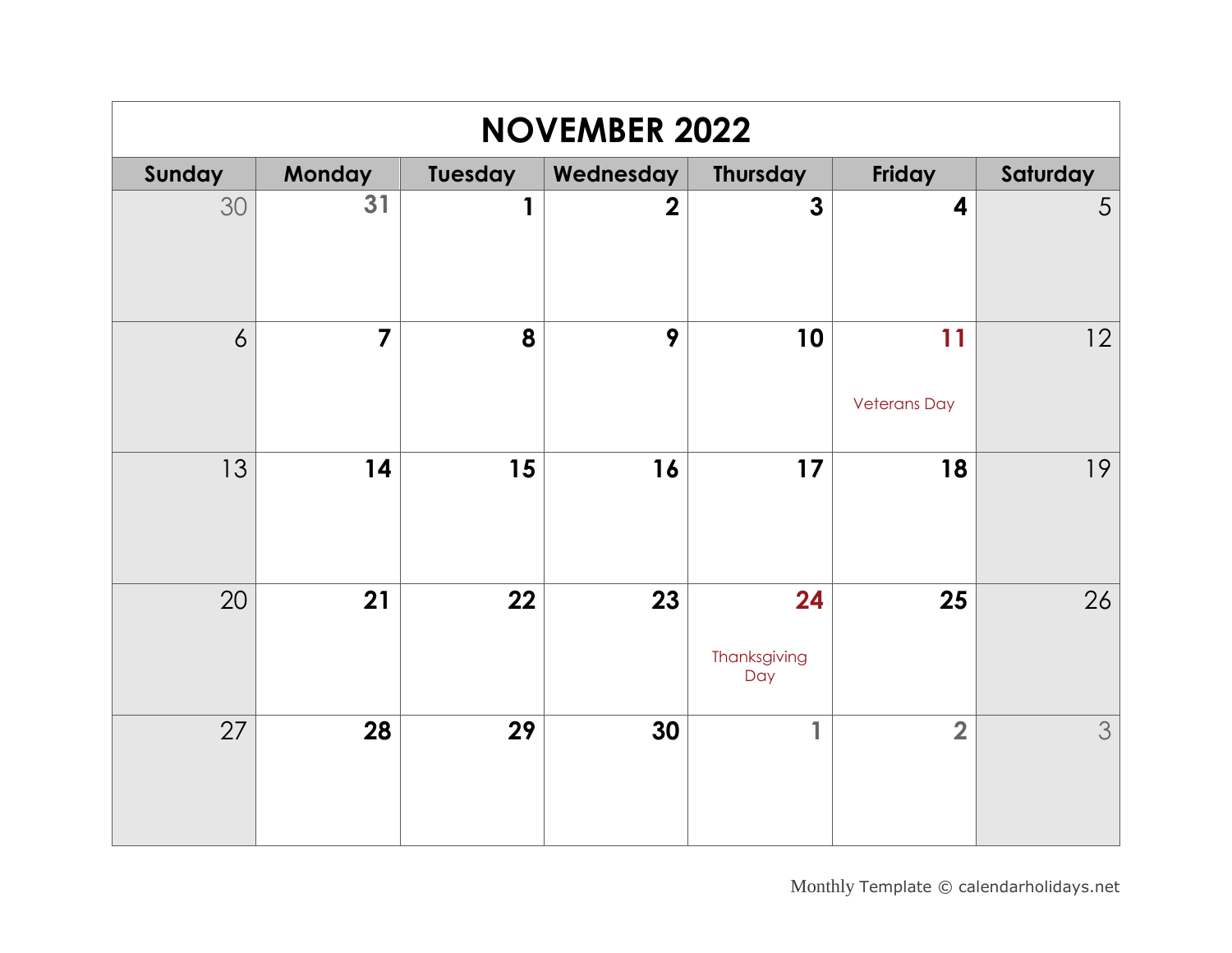# NOVEMBER 2022

| Sunday | Monday | Tuesday | Wednesday | Thursday | Friday | Saturday |
|---|---|---|---|---|---|---|
| 30 | 31 | 1 | 2 | 3 | 4 | 5 |
| 6 | 7 | 8 | 9 | 10 | 11 Veterans Day | 12 |
| 13 | 14 | 15 | 16 | 17 | 18 | 19 |
| 20 | 21 | 22 | 23 | 24 Thanksgiving Day | 25 | 26 |
| 27 | 28 | 29 | 30 | 1 | 2 | 3 |

Monthly Template © calendarholidays.net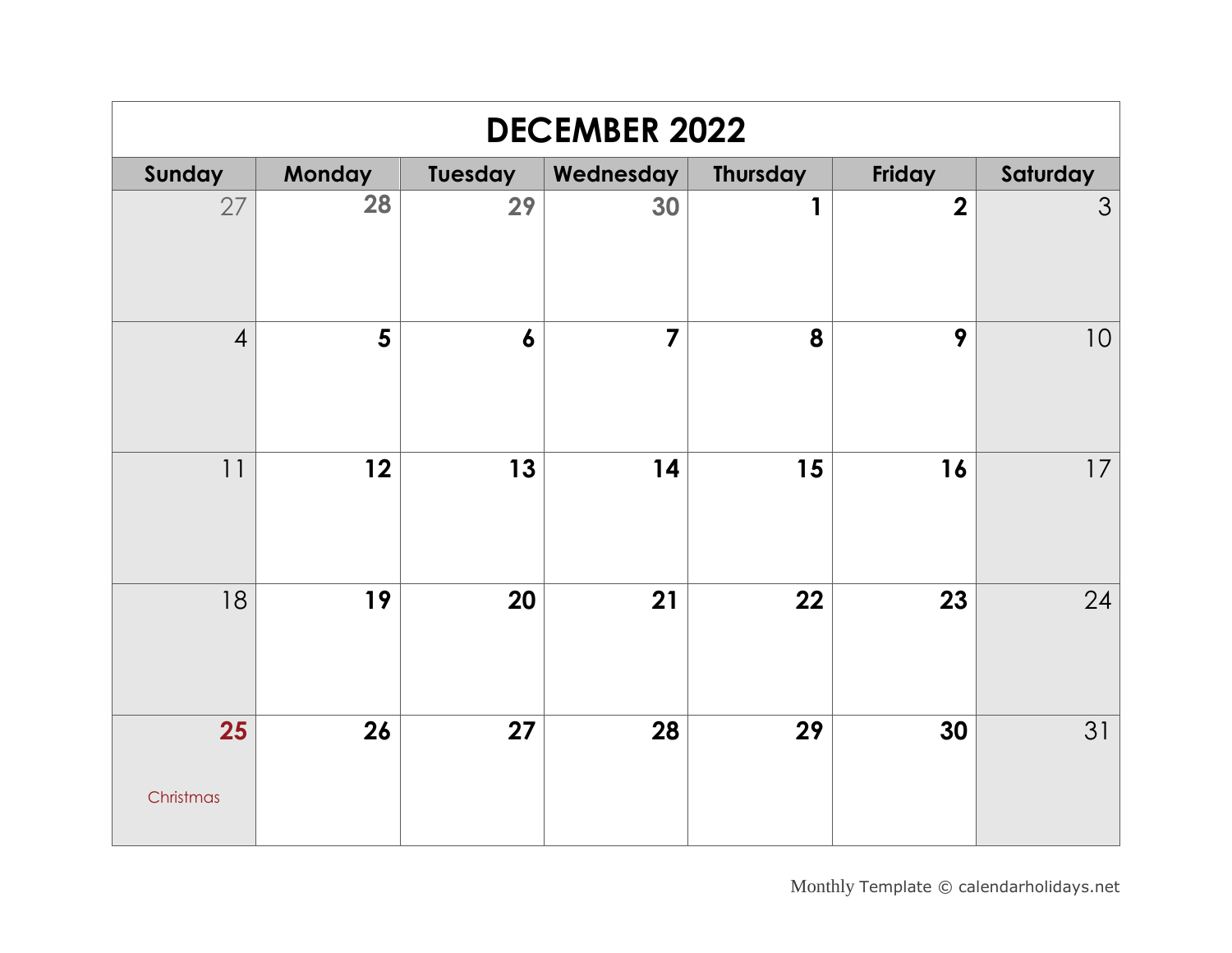# DECEMBER 2022

| Sunday | Monday | Tuesday | Wednesday | Thursday | Friday | Saturday |
|---|---|---|---|---|---|---|
| 27 | 28 | 29 | 30 | 1 | 2 | 3 |
| 4 | 5 | 6 | 7 | 8 | 9 | 10 |
| 11 | 12 | 13 | 14 | 15 | 16 | 17 |
| 18 | 19 | 20 | 21 | 22 | 23 | 24 |
| 25 Christmas | 26 | 27 | 28 | 29 | 30 | 31 |

Monthly Template © calendarholidays.net